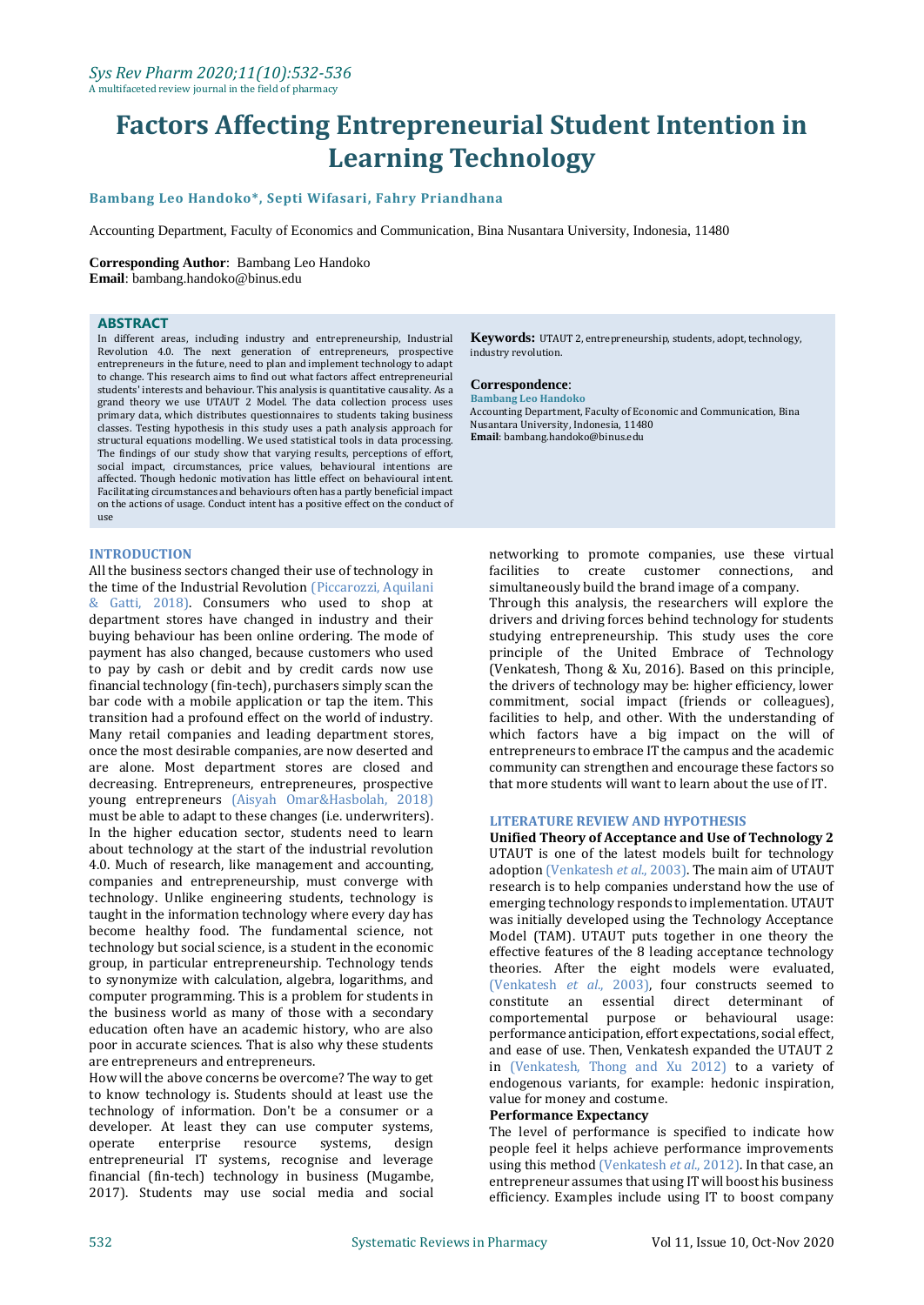# Factors Affecting Entrepreneurial Student Intention in Learning Technology

**Bambang Leo Handoko\*, Septi Wifasari, Fahry Priandhana**

Accounting Department, Faculty of Economics and Communication, Bina Nusantara University, Indonesia, 11480

**Corresponding Author**: Bambang Leo Handoko
**Email**: bambang.handoko@binus.edu

## ABSTRACT

In different areas, including industry and entrepreneurship, Industrial Revolution 4.0. The next generation of entrepreneurs, prospective entrepreneurs in the future, need to plan and implement technology to adapt to change. This research aims to find out what factors affect entrepreneurial students' interests and behaviour. This analysis is quantitative causality. As a grand theory we use UTAUT 2 Model. The data collection process uses primary data, which distributes questionnaires to students taking business classes. Testing hypothesis in this study uses a path analysis approach for structural equations modelling. We used statistical tools in data processing. The findings of our study show that varying results, perceptions of effort, social impact, circumstances, price values, behavioural intentions are affected. Though hedonic motivation has little effect on behavioural intent. Facilitating circumstances and behaviours often has a partly beneficial impact on the actions of usage. Conduct intent has a positive effect on the conduct of use

**Keywords:** UTAUT 2, entrepreneurship, students, adopt, technology, industry revolution.

**Correspondence**:
**Bambang Leo Handoko**
Accounting Department, Faculty of Economic and Communication, Bina Nusantara University, Indonesia, 11480
**Email**: bambang.handoko@binus.edu

## INTRODUCTION

All the business sectors changed their use of technology in the time of the Industrial Revolution (Piccarozzi, Aquilani & Gatti, 2018). Consumers who used to shop at department stores have changed in industry and their buying behaviour has been online ordering. The mode of payment has also changed, because customers who used to pay by cash or debit and by credit cards now use financial technology (fin-tech), purchasers simply scan the bar code with a mobile application or tap the item. This transition had a profound effect on the world of industry. Many retail companies and leading department stores, once the most desirable companies, are now deserted and are alone. Most department stores are closed and decreasing. Entrepreneurs, entrepreneurs, prospective young entrepreneurs (Aisyah Omar&Hasbolah, 2018) must be able to adapt to these changes (i.e. underwriters). In the higher education sector, students need to learn about technology at the start of the industrial revolution 4.0. Much of research, like management and accounting, companies and entrepreneurship, must converge with technology. Unlike engineering students, technology is taught in the information technology where every day has become healthy food. The fundamental science, not technology but social science, is a student in the economic group, in particular entrepreneurship. Technology tends to synonymize with calculation, algebra, logarithms, and computer programming. This is a problem for students in the business world as many of those with a secondary education often have an academic history, who are also poor in accurate sciences. That is also why these students are entrepreneurs and entrepreneurs.

How will the above concerns be overcome? The way to get to know technology is. Students should at least use the technology of information. Don't be a consumer or a developer. At least they can use computer systems, operate enterprise resource systems, design entrepreneurial IT systems, recognise and leverage financial (fin-tech) technology in business (Mugambe, 2017). Students may use social media and social networking to promote companies, use these virtual facilities to create customer connections, and simultaneously build the brand image of a company.

Through this analysis, the researchers will explore the drivers and driving forces behind technology for students studying entrepreneurship. This study uses the core principle of the United Embrace of Technology (Venkatesh, Thong & Xu, 2016). Based on this principle, the drivers of technology may be: higher efficiency, lower commitment, social impact (friends or colleagues), facilities to help, and other. With the understanding of which factors have a big impact on the will of entrepreneurs to embrace IT the campus and the academic community can strengthen and encourage these factors so that more students will want to learn about the use of IT.

## LITERATURE REVIEW AND HYPOTHESIS

### Unified Theory of Acceptance and Use of Technology 2

UTAUT is one of the latest models built for technology adoption (Venkatesh *et al.*, 2003). The main aim of UTAUT research is to help companies understand how the use of emerging technology responds to implementation. UTAUT was initially developed using the Technology Acceptance Model (TAM). UTAUT puts together in one theory the effective features of the 8 leading acceptance technology theories. After the eight models were evaluated, (Venkatesh *et al.*, 2003), four constructs seemed to constitute an essential direct determinant of comportemental purpose or behavioural usage: performance anticipation, effort expectations, social effect, and ease of use. Then, Venkatesh expanded the UTAUT 2 in (Venkatesh, Thong and Xu 2012) to a variety of endogenous variants, for example: hedonic inspiration, value for money and costume.

### Performance Expectancy

The level of performance is specified to indicate how people feel it helps achieve performance improvements using this method (Venkatesh *et al.*, 2012). In that case, an entrepreneur assumes that using IT will boost his business efficiency. Examples include using IT to boost company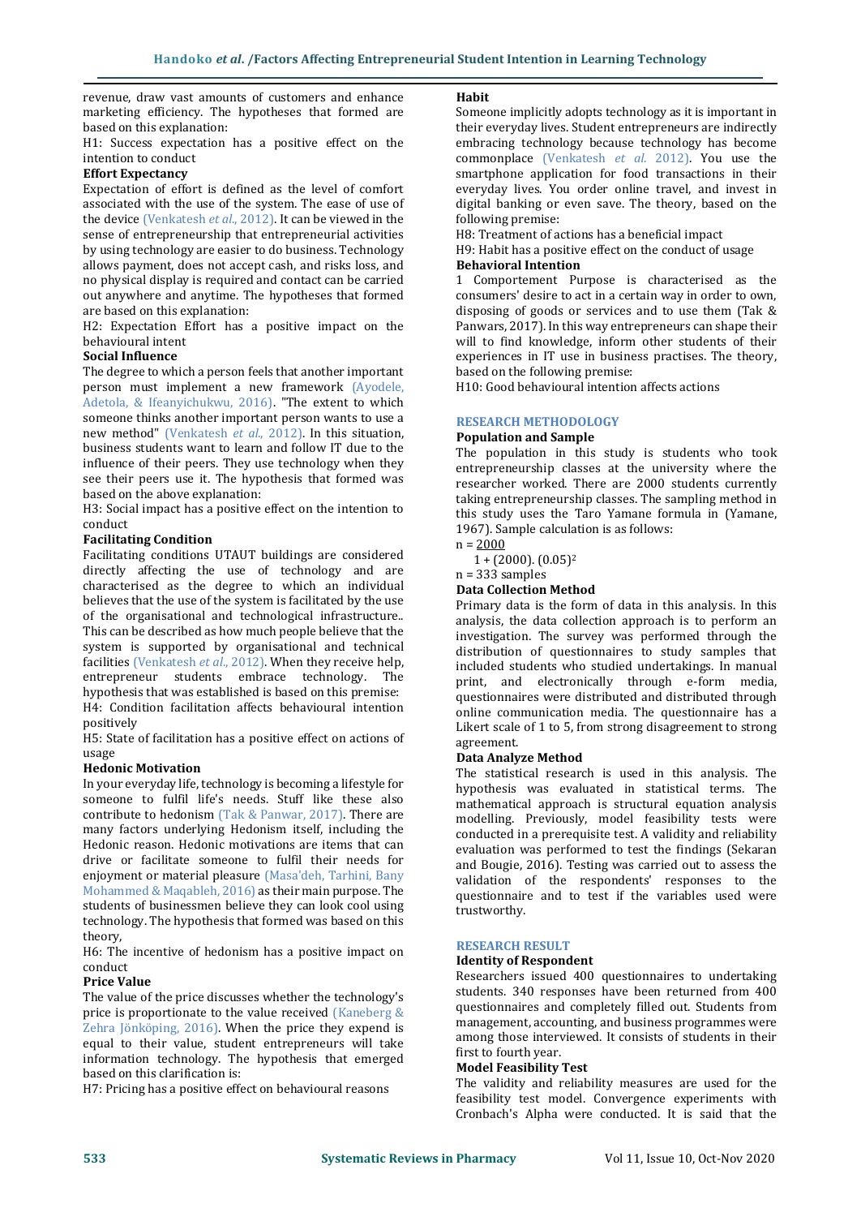revenue, draw vast amounts of customers and enhance marketing efficiency. The hypotheses that formed are based on this explanation:

H1: Success expectation has a positive effect on the intention to conduct

**Effort Expectancy**

Expectation of effort is defined as the level of comfort associated with the use of the system. The ease of use of the device (Venkatesh *et al.*, 2012). It can be viewed in the sense of entrepreneurship that entrepreneurial activities by using technology are easier to do business. Technology allows payment, does not accept cash, and risks loss, and no physical display is required and contact can be carried out anywhere and anytime. The hypotheses that formed are based on this explanation:

H2: Expectation Effort has a positive impact on the behavioural intent

**Social Influence**

The degree to which a person feels that another important person must implement a new framework (Ayodele, Adetola, & Ifeanyichukwu, 2016). "The extent to which someone thinks another important person wants to use a new method" (Venkatesh *et al.*, 2012). In this situation, business students want to learn and follow IT due to the influence of their peers. They use technology when they see their peers use it. The hypothesis that formed was based on the above explanation:

H3: Social impact has a positive effect on the intention to conduct

**Facilitating Condition**

Facilitating conditions UTAUT buildings are considered directly affecting the use of technology and are characterised as the degree to which an individual believes that the use of the system is facilitated by the use of the organisational and technological infrastructure.. This can be described as how much people believe that the system is supported by organisational and technical facilities (Venkatesh *et al.*, 2012). When they receive help, entrepreneur students embrace technology. The hypothesis that was established is based on this premise:

H4: Condition facilitation affects behavioural intention positively

H5: State of facilitation has a positive effect on actions of usage

**Hedonic Motivation**

In your everyday life, technology is becoming a lifestyle for someone to fulfil life's needs. Stuff like these also contribute to hedonism (Tak & Panwar, 2017). There are many factors underlying Hedonism itself, including the Hedonic reason. Hedonic motivations are items that can drive or facilitate someone to fulfil their needs for enjoyment or material pleasure (Masa'deh, Tarhini, Bany Mohammed & Maqableh, 2016) as their main purpose. The students of businessmen believe they can look cool using technology. The hypothesis that formed was based on this theory,

H6: The incentive of hedonism has a positive impact on conduct

**Price Value**

The value of the price discusses whether the technology's price is proportionate to the value received (Kaneberg & Zehra Jönköping, 2016). When the price they expend is equal to their value, student entrepreneurs will take information technology. The hypothesis that emerged based on this clarification is:

H7: Pricing has a positive effect on behavioural reasons

**Habit**

Someone implicitly adopts technology as it is important in their everyday lives. Student entrepreneurs are indirectly embracing technology because technology has become commonplace (Venkatesh *et al.* 2012). You use the smartphone application for food transactions in their everyday lives. You order online travel, and invest in digital banking or even save. The theory, based on the following premise:

H8: Treatment of actions has a beneficial impact

H9: Habit has a positive effect on the conduct of usage

**Behavioral Intention**

1 Comportement Purpose is characterised as the consumers' desire to act in a certain way in order to own, disposing of goods or services and to use them (Tak & Panwars, 2017). In this way entrepreneurs can shape their will to find knowledge, inform other students of their experiences in IT use in business practises. The theory, based on the following premise:

H10: Good behavioural intention affects actions

## RESEARCH METHODOLOGY

**Population and Sample**

The population in this study is students who took entrepreneurship classes at the university where the researcher worked. There are 2000 students currently taking entrepreneurship classes. The sampling method in this study uses the Taro Yamane formula in (Yamane, 1967). Sample calculation is as follows:

$$n = \frac{2000}{1 + (2000).(0.05)^2}$$

n = 333 samples

**Data Collection Method**

Primary data is the form of data in this analysis. In this analysis, the data collection approach is to perform an investigation. The survey was performed through the distribution of questionnaires to study samples that included students who studied undertakings. In manual print, and electronically through e-form media, questionnaires were distributed and distributed through online communication media. The questionnaire has a Likert scale of 1 to 5, from strong disagreement to strong agreement.

**Data Analyze Method**

The statistical research is used in this analysis. The hypothesis was evaluated in statistical terms. The mathematical approach is structural equation analysis modelling. Previously, model feasibility tests were conducted in a prerequisite test. A validity and reliability evaluation was performed to test the findings (Sekaran and Bougie, 2016). Testing was carried out to assess the validation of the respondents' responses to the questionnaire and to test if the variables used were trustworthy.

## RESEARCH RESULT

**Identity of Respondent**

Researchers issued 400 questionnaires to undertaking students. 340 responses have been returned from 400 questionnaires and completely filled out. Students from management, accounting, and business programmes were among those interviewed. It consists of students in their first to fourth year.

**Model Feasibility Test**

The validity and reliability measures are used for the feasibility test model. Convergence experiments with Cronbach's Alpha were conducted. It is said that the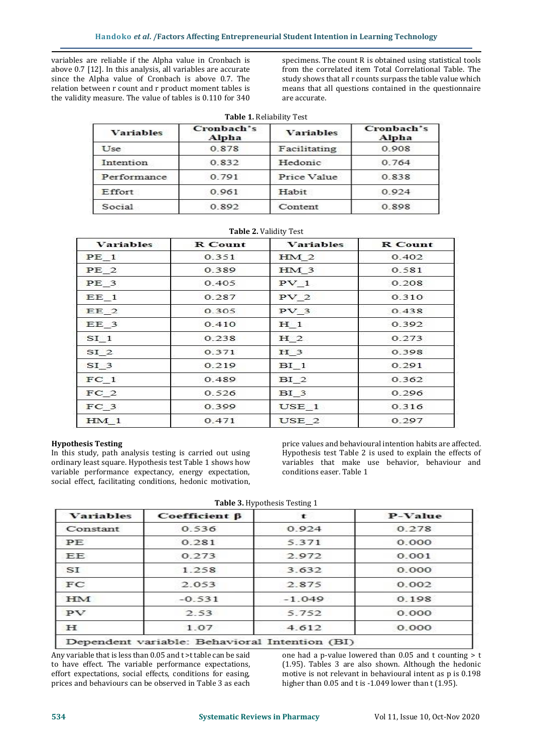variables are reliable if the Alpha value in Cronbach is above 0.7 [12]. In this analysis, all variables are accurate since the Alpha value of Cronbach is above 0.7. The relation between r count and r product moment tables is the validity measure. The value of tables is 0.110 for 340 specimens. The count R is obtained using statistical tools from the correlated item Total Correlational Table. The study shows that all r counts surpass the table value which means that all questions contained in the questionnaire are accurate.

**Table 1.** Reliability Test

| Variables | Cronbach's Alpha | Variables | Cronbach's Alpha |
|---|---|---|---|
| Use | 0.878 | Facilitating | 0.908 |
| Intention | 0.832 | Hedonic | 0.764 |
| Performance | 0.791 | Price Value | 0.838 |
| Effort | 0.961 | Habit | 0.924 |
| Social | 0.892 | Content | 0.898 |

**Table 2.** Validity Test

| Variables | R Count | Variables | R Count |
|---|---|---|---|
| PE_1 | 0.351 | HM_2 | 0.402 |
| PE_2 | 0.389 | HM_3 | 0.581 |
| PE_3 | 0.405 | PV_1 | 0.208 |
| EE_1 | 0.287 | PV_2 | 0.310 |
| EE_2 | 0.305 | PV_3 | 0.438 |
| EE_3 | 0.410 | H_1 | 0.392 |
| SI_1 | 0.238 | H_2 | 0.273 |
| SI_2 | 0.371 | H_3 | 0.398 |
| SI_3 | 0.219 | BI_1 | 0.291 |
| FC_1 | 0.489 | BI_2 | 0.362 |
| FC_2 | 0.526 | BI_3 | 0.296 |
| FC_3 | 0.399 | USE_1 | 0.316 |
| HM_1 | 0.471 | USE_2 | 0.297 |

**Hypothesis Testing**

In this study, path analysis testing is carried out using ordinary least square. Hypothesis test Table 1 shows how variable performance expectancy, energy expectation, social effect, facilitating conditions, hedonic motivation, price values and behavioural intention habits are affected. Hypothesis test Table 2 is used to explain the effects of variables that make use behavior, behaviour and conditions easer. Table 1

**Table 3.** Hypothesis Testing 1

| Variables | Coefficient β | t | P-Value |
|---|---|---|---|
| Constant | 0.536 | 0.924 | 0.278 |
| PE | 0.281 | 5.371 | 0.000 |
| EE | 0.273 | 2.972 | 0.001 |
| SI | 1.258 | 3.632 | 0.000 |
| FC | 2.053 | 2.875 | 0.002 |
| HM | -0.531 | -1.049 | 0.198 |
| PV | 2.53 | 5.752 | 0.000 |
| H | 1.07 | 4.612 | 0.000 |
| Dependent variable: Behavioral Intention (BI) | | | |

Any variable that is less than 0.05 and t >t table can be said to have effect. The variable performance expectations, effort expectations, social effects, conditions for easing, prices and behaviours can be observed in Table 3 as each one had a p-value lowered than 0.05 and t counting > t (1.95). Tables 3 are also shown. Although the hedonic motive is not relevant in behavioural intent as p is 0.198 higher than 0.05 and t is -1.049 lower than t (1.95).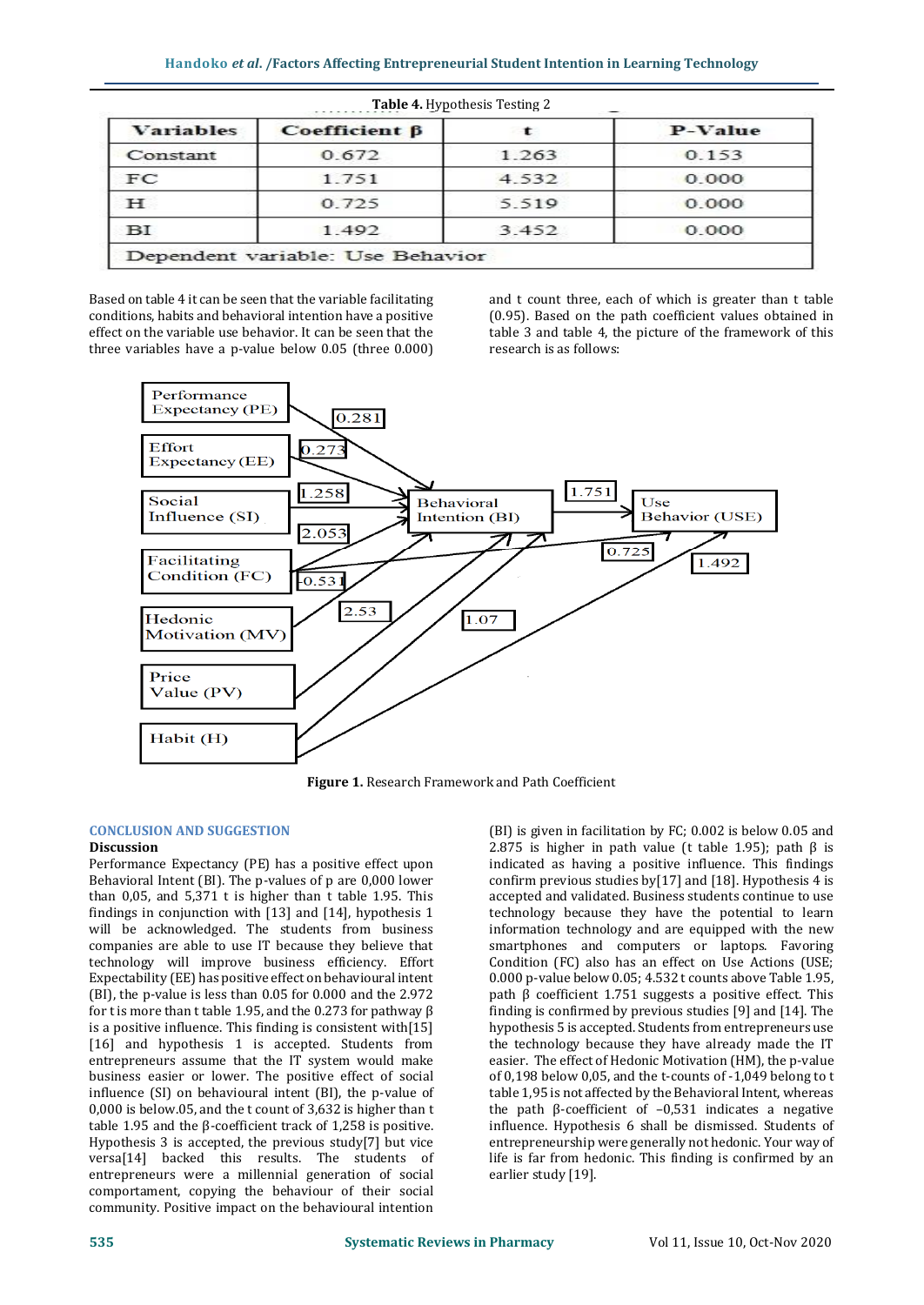Table 4. Hypothesis Testing 2

| Variables | Coefficient β | t | P-Value |
|---|---|---|---|
| Constant | 0.672 | 1.263 | 0.153 |
| FC | 1.751 | 4.532 | 0.000 |
| H | 0.725 | 5.519 | 0.000 |
| BI | 1.492 | 3.452 | 0.000 |
| Dependent variable: Use Behavior | | | |

Based on table 4 it can be seen that the variable facilitating conditions, habits and behavioral intention have a positive effect on the variable use behavior. It can be seen that the three variables have a p-value below 0.05 (three 0.000) and t count three, each of which is greater than t table (0.95). Based on the path coefficient values obtained in table 3 and table 4, the picture of the framework of this research is as follows:

Figure 1. Research Framework and Path Coefficient

## CONCLUSION AND SUGGESTION

### Discussion

Performance Expectancy (PE) has a positive effect upon Behavioral Intent (BI). The p-values of p are 0,000 lower than 0,05, and 5,371 t is higher than t table 1.95. This findings in conjunction with [13] and [14], hypothesis 1 will be acknowledged. The students from business companies are able to use IT because they believe that technology will improve business efficiency. Effort Expectability (EE) has positive effect on behavioural intent (BI), the p-value is less than 0.05 for 0.000 and the 2.972 for t is more than t table 1.95, and the 0.273 for pathway β is a positive influence. This finding is consistent with[15] [16] and hypothesis 1 is accepted. Students from entrepreneurs assume that the IT system would make business easier or lower. The positive effect of social influence (SI) on behavioral intent (BI), the p-value of 0,000 is below.05, and the t count of 3,632 is higher than t table 1.95 and the β-coefficient track of 1,258 is positive. Hypothesis 3 is accepted, the previous study[7] but vice versa[14] backed this results. The students of entrepreneurs were a millennial generation of social comportament, copying the behaviour of their social community. Positive impact on the behavioural intention (BI) is given in facilitation by FC; 0.002 is below 0.05 and 2.875 is higher in path value (t table 1.95); path β is indicated as having a positive influence. This findings confirm previous studies by[17] and [18]. Hypothesis 4 is accepted and validated. Business students continue to use technology because they have the potential to learn information technology and are equipped with the new smartphones and computers or laptops. Favoring Condition (FC) also has an effect on Use Actions (USE; 0.000 p-value below 0.05; 4.532 t counts above Table 1.95, path β coefficient 1.751 suggests a positive effect. This finding is confirmed by previous studies [9] and [14]. The hypothesis 5 is accepted. Students from entrepreneurs use the technology because they have already made the IT easier. The effect of Hedonic Motivation (HM), the p-value of 0,198 below 0,05, and the t-counts of -1,049 belong to t table 1,95 is not affected by the Behavioral Intent, whereas the path β-coefficient of –0,531 indicates a negative influence. Hypothesis 6 shall be dismissed. Students of entrepreneurship were generally not hedonic. Your way of life is far from hedonic. This finding is confirmed by an earlier study [19].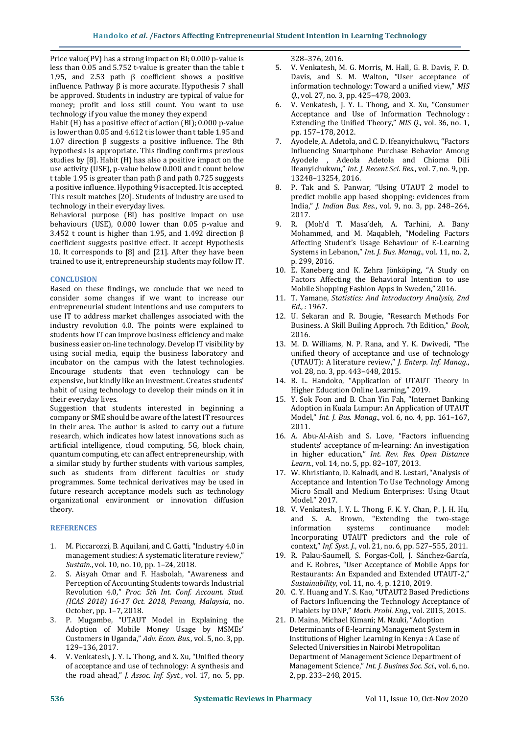Price value(PV) has a strong impact on BI; 0.000 p-value is less than 0.05 and 5.752 t-value is greater than the table t 1,95, and 2.53 path β coefficient shows a positive influence. Pathway β is more accurate. Hypothesis 7 shall be approved. Students in industry are typical of value for money; profit and loss still count. You want to use technology if you value the money they expend

Habit (H) has a positive effect of action (BI); 0.000 p-value is lower than 0.05 and 4.612 t is lower than t table 1.95 and 1.07 direction β suggests a positive influence. The 8th hypothesis is appropriate. This finding confirms previous studies by [8]. Habit (H) has also a positive impact on the use activity (USE), p-value below 0.000 and t count below t table 1.95 is greater than path β and path 0.725 suggests a positive influence. Hypothing 9 is accepted. It is accepted. This result matches [20]. Students of industry are used to technology in their everyday lives.

Behavioral purpose (BI) has positive impact on use behaviours (USE), 0.000 lower than 0.05 p-value and 3.452 t count is higher than 1.95, and 1.492 direction β coefficient suggests positive effect. It accept Hypothesis 10. It corresponds to [8] and [21]. After they have been trained to use it, entrepreneurship students may follow IT.

## CONCLUSION

Based on these findings, we conclude that we need to consider some changes if we want to increase our entrepreneurial student intentions and use computers to use IT to address market challenges associated with the industry revolution 4.0. The points were explained to students how IT can improve business efficiency and make business easier on-line technology. Develop IT visibility by using social media, equip the business laboratory and incubator on the campus with the latest technologies. Encourage students that even technology can be expensive, but kindly like an investment. Creates students' habit of using technology to develop their minds on it in their everyday lives.

Suggestion that students interested in beginning a company or SME should be aware of the latest IT resources in their area. The author is asked to carry out a future research, which indicates how latest innovations such as artificial intelligence, cloud computing, 5G, block chain, quantum computing, etc can affect entrepreneurship, with a similar study by further students with various samples, such as students from different faculties or study programmes. Some technical derivatives may be used in future research acceptance models such as technology organizational environment or innovation diffusion theory.

## REFERENCES

1. M. Piccarozzi, B. Aquilani, and C. Gatti, "Industry 4.0 in management studies: A systematic literature review," *Sustain.*, vol. 10, no. 10, pp. 1–24, 2018.
2. S. Aisyah Omar and F. Hasbolah, "Awareness and Perception of Accounting Students towards Industrial Revolution 4.0," *Proc. 5th Int. Conf. Account. Stud. (ICAS 2018) 16-17 Oct. 2018, Penang, Malaysia*, no. October, pp. 1–7, 2018.
3. P. Mugambe, "UTAUT Model in Explaining the Adoption of Mobile Money Usage by MSMEs' Customers in Uganda," *Adv. Econ. Bus.*, vol. 5, no. 3, pp. 129–136, 2017.
4. V. Venkatesh, J. Y. L. Thong, and X. Xu, "Unified theory of acceptance and use of technology: A synthesis and the road ahead," *J. Assoc. Inf. Syst.*, vol. 17, no. 5, pp. 328–376, 2016.
5. V. Venkatesh, M. G. Morris, M. Hall, G. B. Davis, F. D. Davis, and S. M. Walton, "User acceptance of information technology: Toward a unified view," *MIS Q.*, vol. 27, no. 3, pp. 425–478, 2003.
6. V. Venkatesh, J. Y. L. Thong, and X. Xu, "Consumer Acceptance and Use of Information Technology : Extending the Unified Theory," *MIS Q.*, vol. 36, no. 1, pp. 157–178, 2012.
7. Ayodele, A. Adetola, and C. D. Ifeanyichukwu, "Factors Influencing Smartphone Purchase Behavior Among Ayodele , Adeola Adetola and Chioma Dili Ifeanyichukwu," *Int. J. Recent Sci. Res.*, vol. 7, no. 9, pp. 13248–13254, 2016.
8. P. Tak and S. Panwar, "Using UTAUT 2 model to predict mobile app based shopping: evidences from India," *J. Indian Bus. Res.*, vol. 9, no. 3, pp. 248–264, 2017.
9. R. (Moh'd T. Masa'deh, A. Tarhini, A. Bany Mohammed, and M. Maqableh, "Modeling Factors Affecting Student's Usage Behaviour of E-Learning Systems in Lebanon," *Int. J. Bus. Manag.*, vol. 11, no. 2, p. 299, 2016.
10. E. Kaneberg and K. Zehra Jönköping, "A Study on Factors Affecting the Behavioral Intention to use Mobile Shopping Fashion Apps in Sweden," 2016.
11. T. Yamane, *Statistics: And Introductory Analysis, 2nd Ed., :* 1967.
12. U. Sekaran and R. Bougie, "Research Methods For Business. A Skill Builing Approch. 7th Edition," *Book*, 2016.
13. M. D. Williams, N. P. Rana, and Y. K. Dwivedi, "The unified theory of acceptance and use of technology (UTAUT): A literature review," *J. Enterp. Inf. Manag.*, vol. 28, no. 3, pp. 443–448, 2015.
14. B. L. Handoko, "Application of UTAUT Theory in Higher Education Online Learning," 2019.
15. Y. Sok Foon and B. Chan Yin Fah, "Internet Banking Adoption in Kuala Lumpur: An Application of UTAUT Model," *Int. J. Bus. Manag.*, vol. 6, no. 4, pp. 161–167, 2011.
16. A. Abu-Al-Aish and S. Love, "Factors influencing students' acceptance of m-learning: An investigation in higher education," *Int. Rev. Res. Open Distance Learn.*, vol. 14, no. 5, pp. 82–107, 2013.
17. W. Khristianto, D. Kalnadi, and B. Lestari, "Analysis of Acceptance and Intention To Use Technology Among Micro Small and Medium Enterprises: Using Utaut Model." 2017.
18. V. Venkatesh, J. Y. L. Thong, F. K. Y. Chan, P. J. H. Hu, and S. A. Brown, "Extending the two-stage information systems continuance model: Incorporating UTAUT predictors and the role of context," *Inf. Syst. J.*, vol. 21, no. 6, pp. 527–555, 2011.
19. R. Palau-Saumell, S. Forgas-Coll, J. Sánchez-García, and E. Robres, "User Acceptance of Mobile Apps for Restaurants: An Expanded and Extended UTAUT-2," *Sustainability*, vol. 11, no. 4, p. 1210, 2019.
20. C. Y. Huang and Y. S. Kao, "UTAUT2 Based Predictions of Factors Influencing the Technology Acceptance of Phablets by DNP," *Math. Probl. Eng.*, vol. 2015, 2015.
21. D. Maina, Michael Kimani; M. Nzuki, "Adoption Determinants of E-learning Management System in Institutions of Higher Learning in Kenya : A Case of Selected Universities in Nairobi Metropolitan Department of Management Science Department of Management Science," *Int. J. Busines Soc. Sci.*, vol. 6, no. 2, pp. 233–248, 2015.